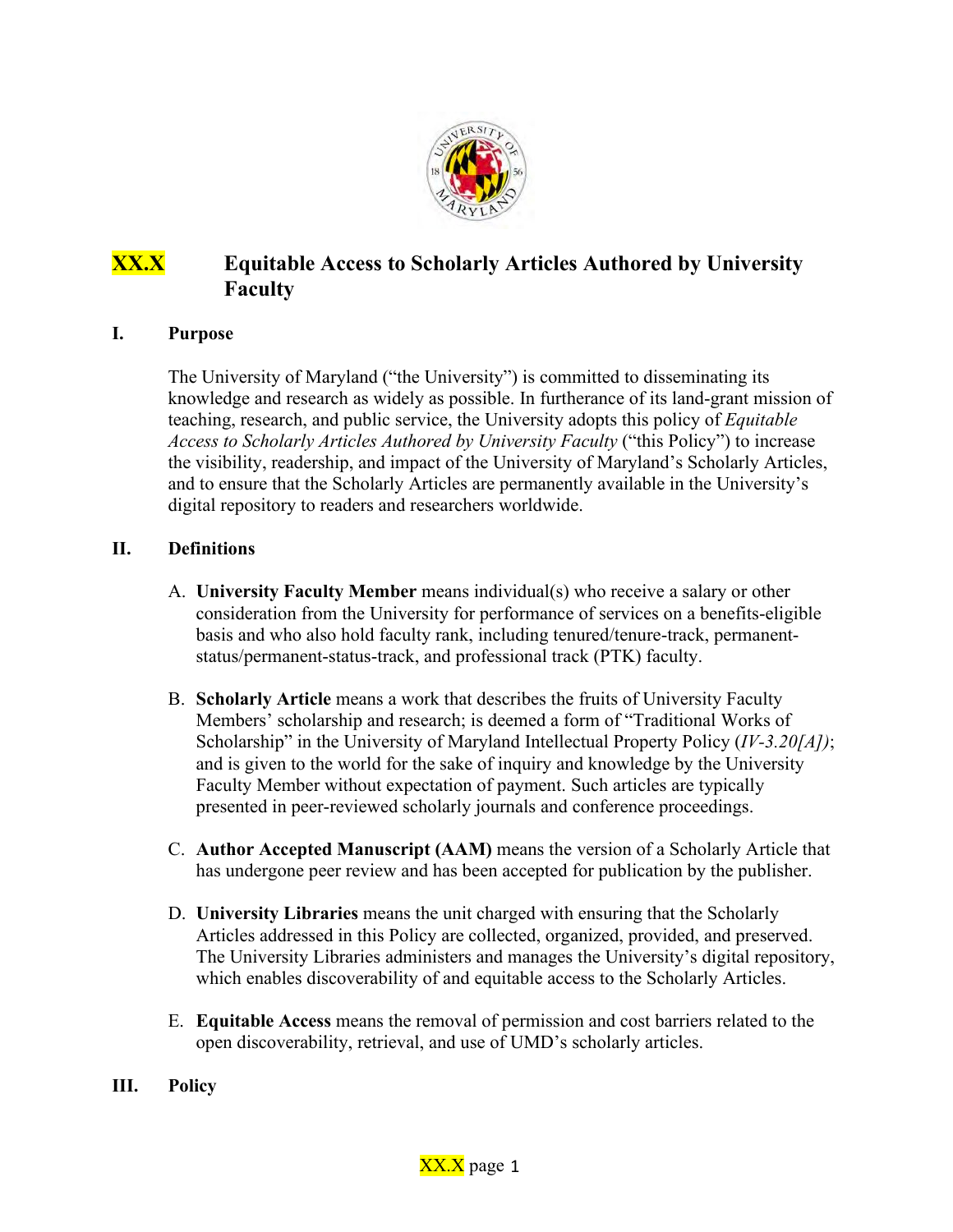# XX.X Equitable Access to Scholarly Articles Authored by University Faculty

## I. Purpose

The University of Maryland ("the University") is committed to disseminating its knowledge and research as widely as possible. In furtherance of its land-grant mission of teaching, research, and public service, the University adopts this policy of *Equitable Access to Scholarly Articles Authored by University Faculty* ("this Policy") to increase the visibility, readership, and impact of the University of Maryland's Scholarly Articles, and to ensure that the Scholarly Articles are permanently available in the University's digital repository to readers and researchers worldwide.

## II. Definitions

A. **University Faculty Member** means individual(s) who receive a salary or other consideration from the University for performance of services on a benefits-eligible basis and who also hold faculty rank, including tenured/tenure-track, permanent-status/permanent-status-track, and professional track (PTK) faculty.

B. **Scholarly Article** means a work that describes the fruits of University Faculty Members' scholarship and research; is deemed a form of "Traditional Works of Scholarship" in the University of Maryland Intellectual Property Policy (*IV-3.20[A])*; and is given to the world for the sake of inquiry and knowledge by the University Faculty Member without expectation of payment. Such articles are typically presented in peer-reviewed scholarly journals and conference proceedings.

C. **Author Accepted Manuscript (AAM)** means the version of a Scholarly Article that has undergone peer review and has been accepted for publication by the publisher.

D. **University Libraries** means the unit charged with ensuring that the Scholarly Articles addressed in this Policy are collected, organized, provided, and preserved. The University Libraries administers and manages the University's digital repository, which enables discoverability of and equitable access to the Scholarly Articles.

E. **Equitable Access** means the removal of permission and cost barriers related to the open discoverability, retrieval, and use of UMD's scholarly articles.

## III. Policy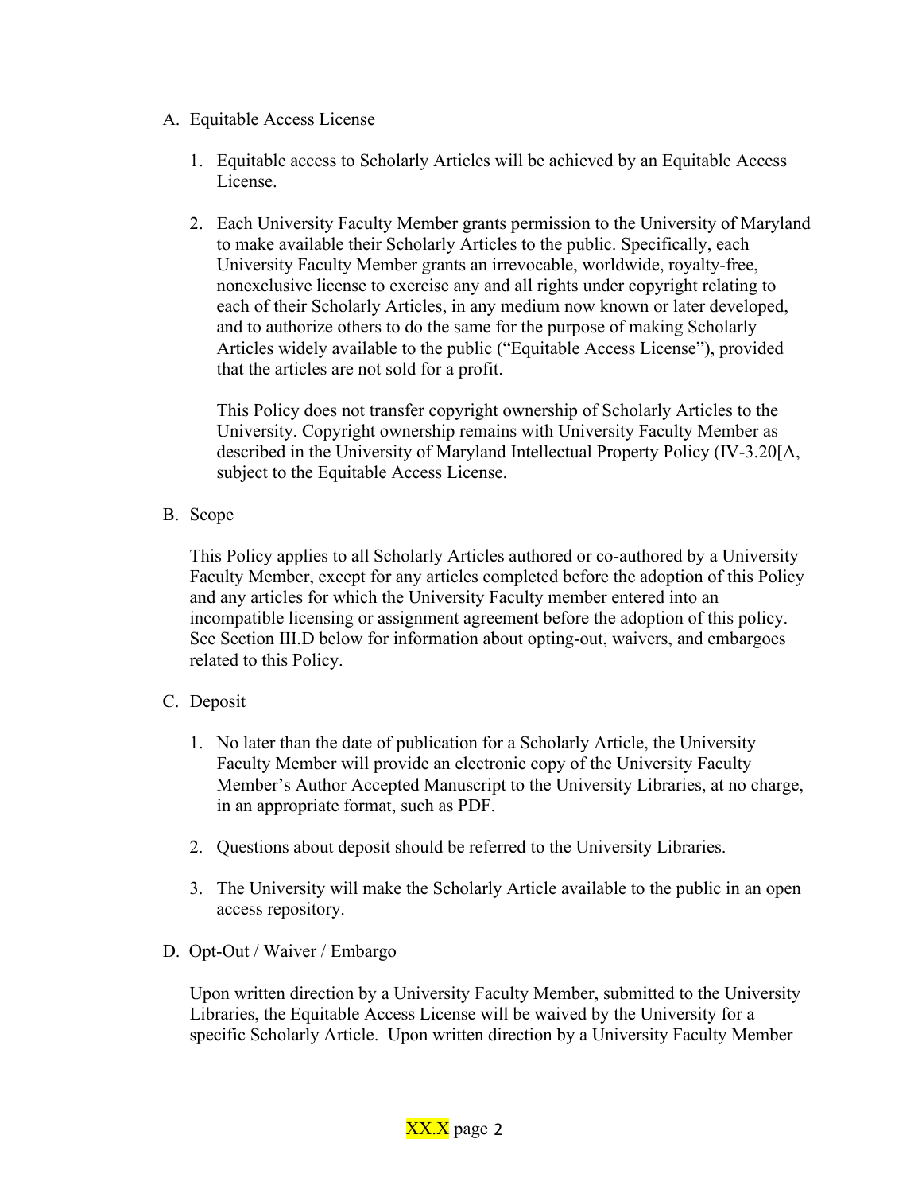A. Equitable Access License

   1. Equitable access to Scholarly Articles will be achieved by an Equitable Access License.

   2. Each University Faculty Member grants permission to the University of Maryland to make available their Scholarly Articles to the public. Specifically, each University Faculty Member grants an irrevocable, worldwide, royalty-free, nonexclusive license to exercise any and all rights under copyright relating to each of their Scholarly Articles, in any medium now known or later developed, and to authorize others to do the same for the purpose of making Scholarly Articles widely available to the public ("Equitable Access License"), provided that the articles are not sold for a profit.

      This Policy does not transfer copyright ownership of Scholarly Articles to the University. Copyright ownership remains with University Faculty Member as described in the University of Maryland Intellectual Property Policy (IV-3.20[A, subject to the Equitable Access License.

B. Scope

   This Policy applies to all Scholarly Articles authored or co-authored by a University Faculty Member, except for any articles completed before the adoption of this Policy and any articles for which the University Faculty member entered into an incompatible licensing or assignment agreement before the adoption of this policy. See Section III.D below for information about opting-out, waivers, and embargoes related to this Policy.

C. Deposit

   1. No later than the date of publication for a Scholarly Article, the University Faculty Member will provide an electronic copy of the University Faculty Member's Author Accepted Manuscript to the University Libraries, at no charge, in an appropriate format, such as PDF.

   2. Questions about deposit should be referred to the University Libraries.

   3. The University will make the Scholarly Article available to the public in an open access repository.

D. Opt-Out / Waiver / Embargo

   Upon written direction by a University Faculty Member, submitted to the University Libraries, the Equitable Access License will be waived by the University for a specific Scholarly Article. Upon written direction by a University Faculty Member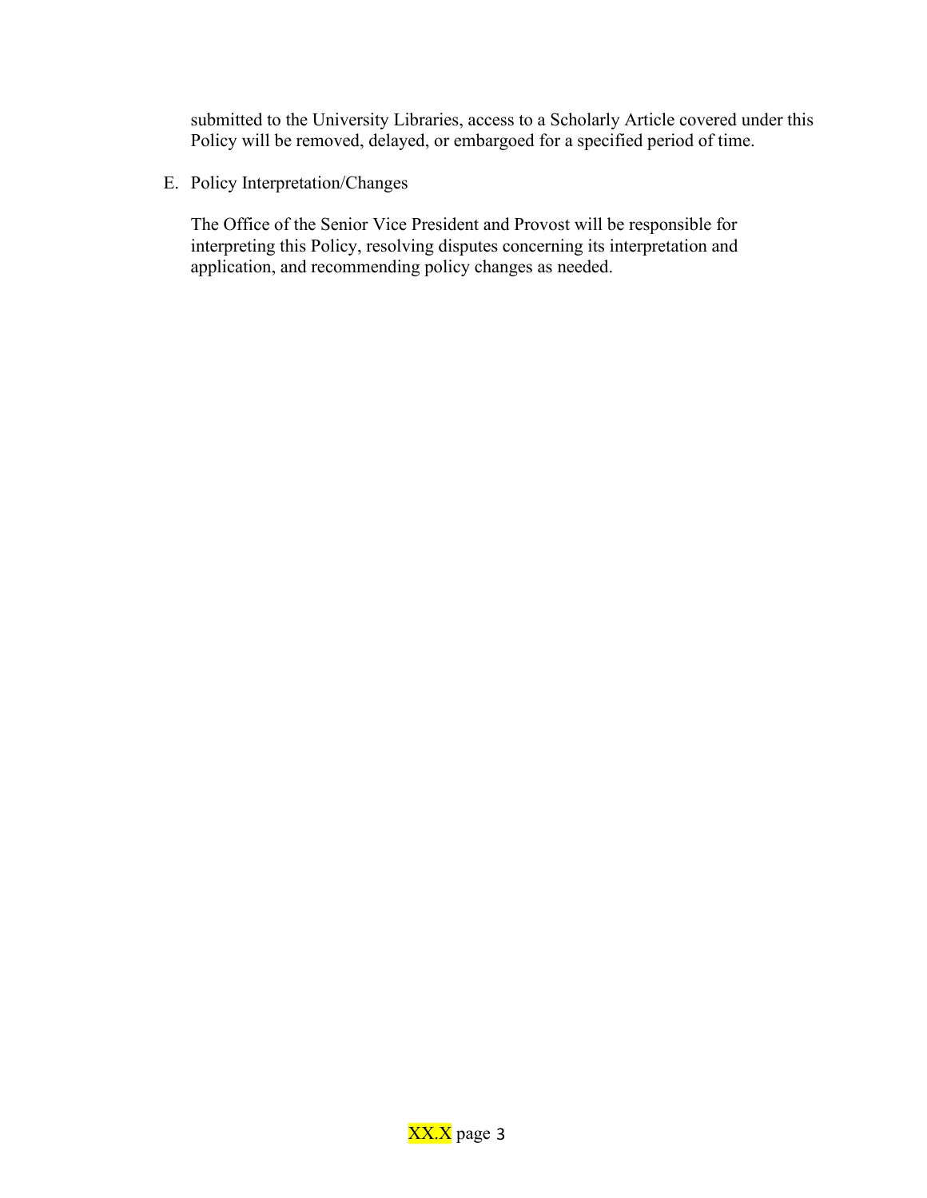submitted to the University Libraries, access to a Scholarly Article covered under this Policy will be removed, delayed, or embargoed for a specified period of time.

E. Policy Interpretation/Changes

The Office of the Senior Vice President and Provost will be responsible for interpreting this Policy, resolving disputes concerning its interpretation and application, and recommending policy changes as needed.